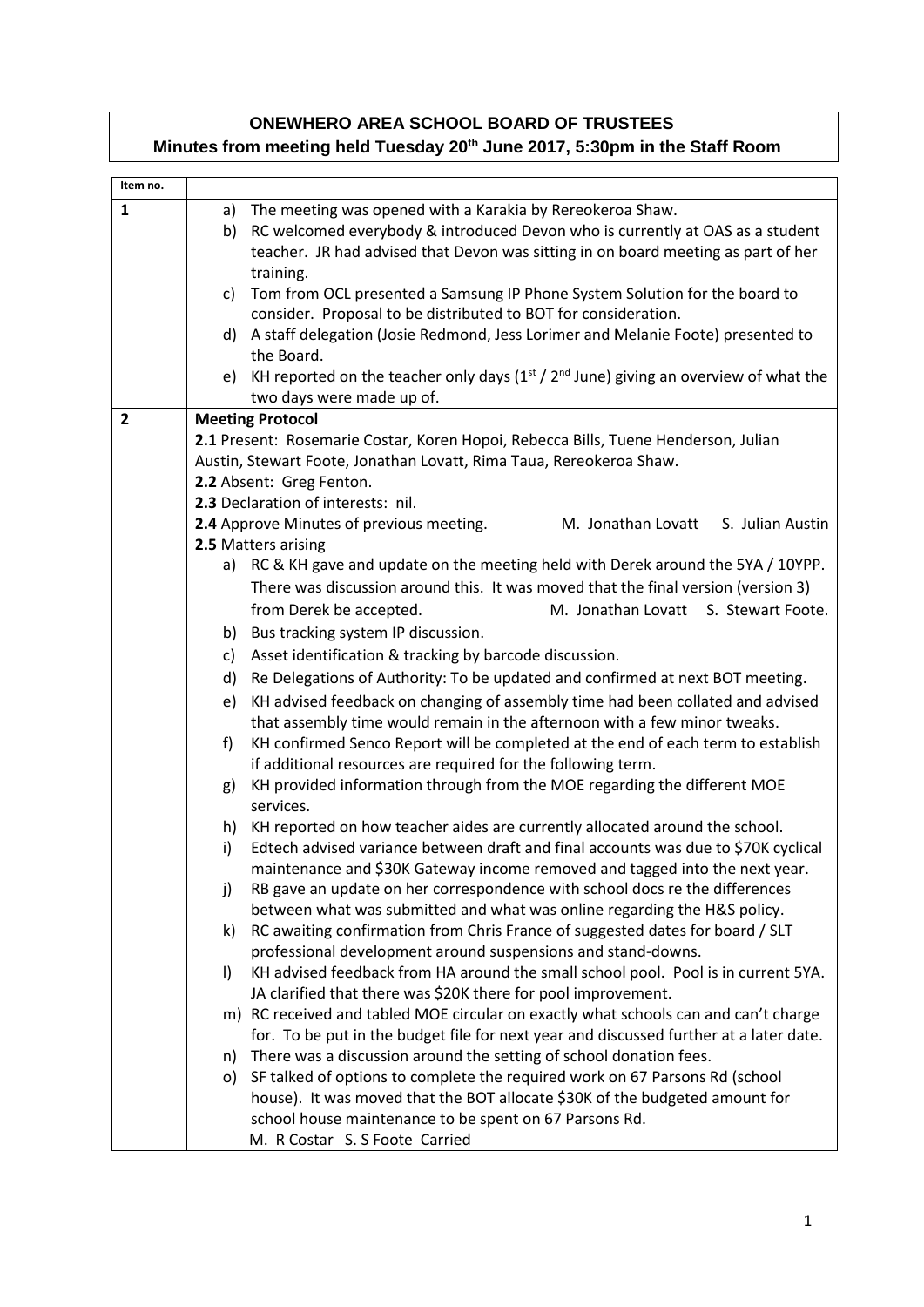# ONEWHERO AREA SCHOOL BOARD OF TRUSTEES

## Minutes from meeting held Tuesday 20th June 2017, 5:30pm in the Staff Room

| Item no. | |
|---|---|
| 1 | a) The meeting was opened with a Karakia by Rereokeroa Shaw.<br>b) RC welcomed everybody & introduced Devon who is currently at OAS as a student teacher. JR had advised that Devon was sitting in on board meeting as part of her training.<br>c) Tom from OCL presented a Samsung IP Phone System Solution for the board to consider. Proposal to be distributed to BOT for consideration.<br>d) A staff delegation (Josie Redmond, Jess Lorimer and Melanie Foote) presented to the Board.<br>e) KH reported on the teacher only days (1st / 2nd June) giving an overview of what the two days were made up of. |
| 2 | **Meeting Protocol**<br>**2.1** Present: Rosemarie Costar, Koren Hopoi, Rebecca Bills, Tuene Henderson, Julian Austin, Stewart Foote, Jonathan Lovatt, Rima Taua, Rereokeroa Shaw.<br>**2.2** Absent: Greg Fenton.<br>**2.3** Declaration of interests: nil.<br>**2.4** Approve Minutes of previous meeting. M. Jonathan Lovatt S. Julian Austin<br>**2.5** Matters arising<br>a) RC & KH gave and update on the meeting held with Derek around the 5YA / 10YPP. There was discussion around this. It was moved that the final version (version 3) from Derek be accepted. M. Jonathan Lovatt S. Stewart Foote.<br>b) Bus tracking system IP discussion.<br>c) Asset identification & tracking by barcode discussion.<br>d) Re Delegations of Authority: To be updated and confirmed at next BOT meeting.<br>e) KH advised feedback on changing of assembly time had been collated and advised that assembly time would remain in the afternoon with a few minor tweaks.<br>f) KH confirmed Senco Report will be completed at the end of each term to establish if additional resources are required for the following term.<br>g) KH provided information through from the MOE regarding the different MOE services.<br>h) KH reported on how teacher aides are currently allocated around the school.<br>i) Edtech advised variance between draft and final accounts was due to $70K cyclical maintenance and $30K Gateway income removed and tagged into the next year.<br>j) RB gave an update on her correspondence with school docs re the differences between what was submitted and what was online regarding the H&S policy.<br>k) RC awaiting confirmation from Chris France of suggested dates for board / SLT professional development around suspensions and stand-downs.<br>l) KH advised feedback from HA around the small school pool. Pool is in current 5YA. JA clarified that there was $20K there for pool improvement.<br>m) RC received and tabled MOE circular on exactly what schools can and can't charge for. To be put in the budget file for next year and discussed further at a later date.<br>n) There was a discussion around the setting of school donation fees.<br>o) SF talked of options to complete the required work on 67 Parsons Rd (school house). It was moved that the BOT allocate $30K of the budgeted amount for school house maintenance to be spent on 67 Parsons Rd.<br>M. R Costar S. S Foote Carried |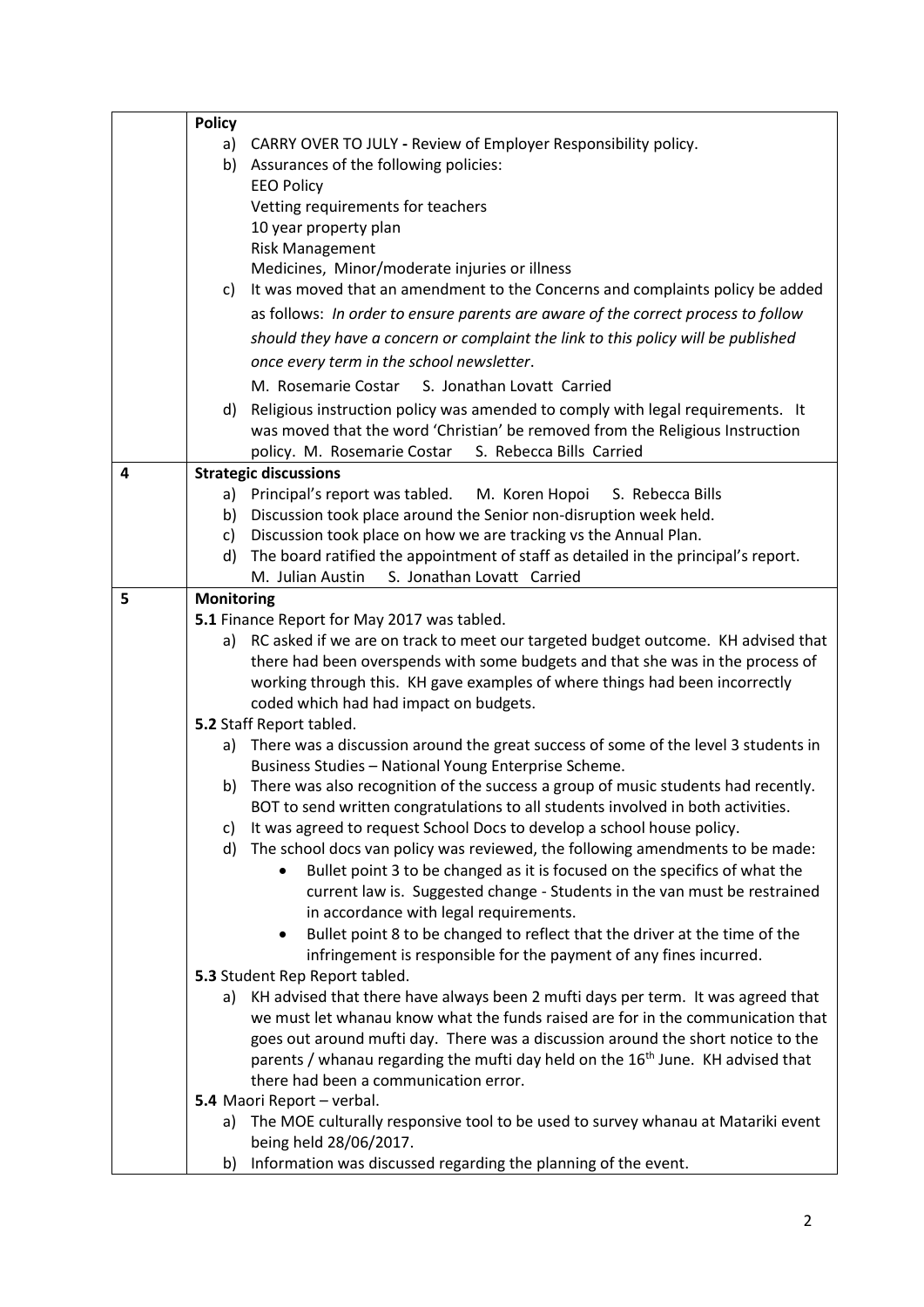| | |
|---|---|
| | **Policy**<br>a) CARRY OVER TO JULY - Review of Employer Responsibility policy.<br>b) Assurances of the following policies:<br>EEO Policy<br>Vetting requirements for teachers<br>10 year property plan<br>Risk Management<br>Medicines, Minor/moderate injuries or illness<br>c) It was moved that an amendment to the Concerns and complaints policy be added as follows: *In order to ensure parents are aware of the correct process to follow should they have a concern or complaint the link to this policy will be published once every term in the school newsletter*.<br>M. Rosemarie Costar S. Jonathan Lovatt Carried<br>d) Religious instruction policy was amended to comply with legal requirements. It was moved that the word 'Christian' be removed from the Religious Instruction policy. M. Rosemarie Costar S. Rebecca Bills Carried |
| **4** | **Strategic discussions**<br>a) Principal's report was tabled. M. Koren Hopoi S. Rebecca Bills<br>b) Discussion took place around the Senior non-disruption week held.<br>c) Discussion took place on how we are tracking vs the Annual Plan.<br>d) The board ratified the appointment of staff as detailed in the principal's report.<br>M. Julian Austin S. Jonathan Lovatt Carried |
| **5** | **Monitoring**<br>**5.1** Finance Report for May 2017 was tabled.<br>a) RC asked if we are on track to meet our targeted budget outcome. KH advised that there had been overspends with some budgets and that she was in the process of working through this. KH gave examples of where things had been incorrectly coded which had had impact on budgets.<br>**5.2** Staff Report tabled.<br>a) There was a discussion around the great success of some of the level 3 students in Business Studies – National Young Enterprise Scheme.<br>b) There was also recognition of the success a group of music students had recently. BOT to send written congratulations to all students involved in both activities.<br>c) It was agreed to request School Docs to develop a school house policy.<br>d) The school docs van policy was reviewed, the following amendments to be made:<br>• Bullet point 3 to be changed as it is focused on the specifics of what the current law is. Suggested change - Students in the van must be restrained in accordance with legal requirements.<br>• Bullet point 8 to be changed to reflect that the driver at the time of the infringement is responsible for the payment of any fines incurred.<br>**5.3** Student Rep Report tabled.<br>a) KH advised that there have always been 2 mufti days per term. It was agreed that we must let whanau know what the funds raised are for in the communication that goes out around mufti day. There was a discussion around the short notice to the parents / whanau regarding the mufti day held on the 16th June. KH advised that there had been a communication error.<br>**5.4** Maori Report – verbal.<br>a) The MOE culturally responsive tool to be used to survey whanau at Matariki event being held 28/06/2017.<br>b) Information was discussed regarding the planning of the event. |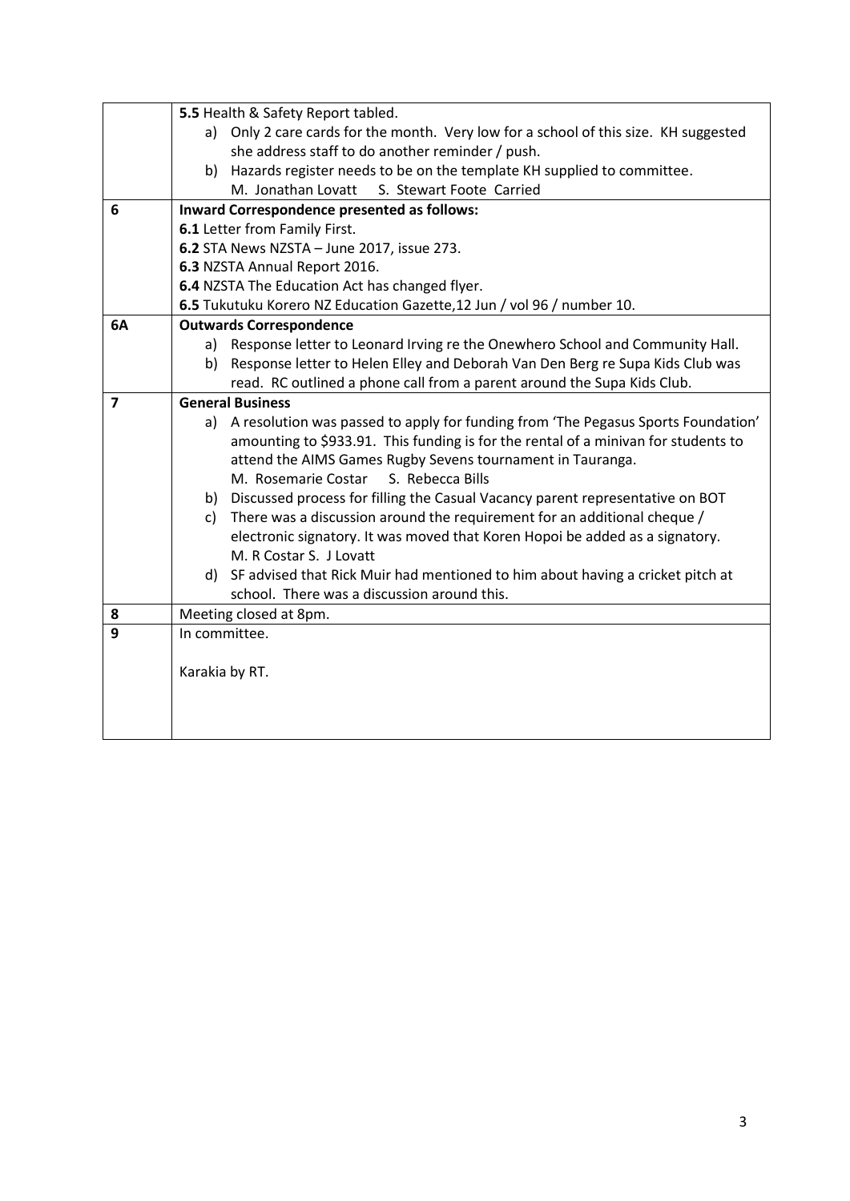| | |
|---|---|
| | **5.5** Health & Safety Report tabled.<br>a) Only 2 care cards for the month. Very low for a school of this size. KH suggested she address staff to do another reminder / push.<br>b) Hazards register needs to be on the template KH supplied to committee.<br>M. Jonathan Lovatt S. Stewart Foote Carried |
| **6** | **Inward Correspondence presented as follows:**<br>**6.1** Letter from Family First.<br>**6.2** STA News NZSTA – June 2017, issue 273.<br>**6.3** NZSTA Annual Report 2016.<br>**6.4** NZSTA The Education Act has changed flyer.<br>**6.5** Tukutuku Korero NZ Education Gazette,12 Jun / vol 96 / number 10. |
| **6A** | **Outwards Correspondence**<br>a) Response letter to Leonard Irving re the Onewhero School and Community Hall.<br>b) Response letter to Helen Elley and Deborah Van Den Berg re Supa Kids Club was read. RC outlined a phone call from a parent around the Supa Kids Club. |
| **7** | **General Business**<br>a) A resolution was passed to apply for funding from 'The Pegasus Sports Foundation' amounting to $933.91. This funding is for the rental of a minivan for students to attend the AIMS Games Rugby Sevens tournament in Tauranga.<br>M. Rosemarie Costar S. Rebecca Bills<br>b) Discussed process for filling the Casual Vacancy parent representative on BOT<br>c) There was a discussion around the requirement for an additional cheque / electronic signatory. It was moved that Koren Hopoi be added as a signatory.<br>M. R Costar S. J Lovatt<br>d) SF advised that Rick Muir had mentioned to him about having a cricket pitch at school. There was a discussion around this. |
| **8** | Meeting closed at 8pm. |
| **9** | In committee.<br><br>Karakia by RT. |